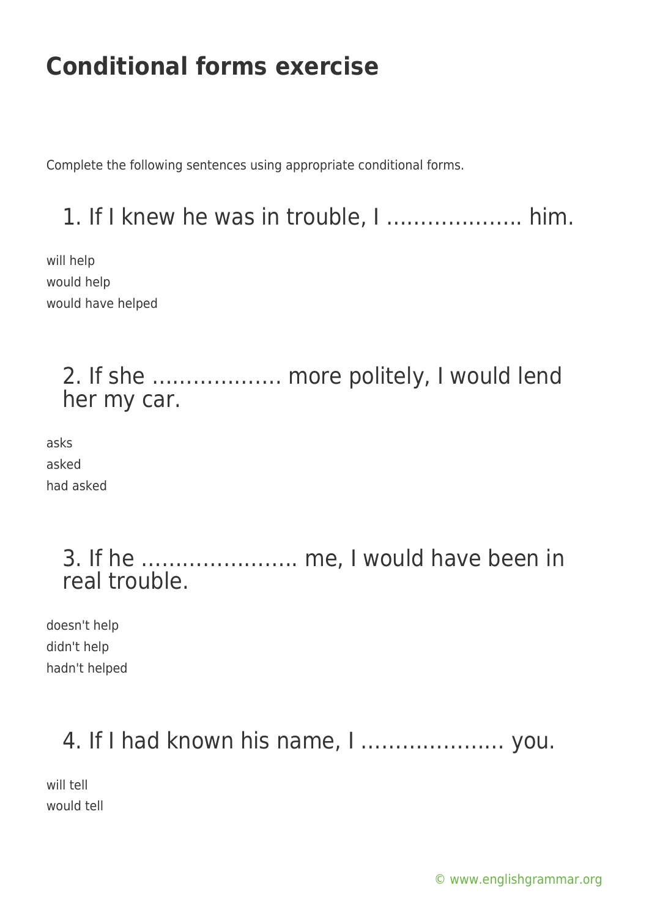# Conditional forms exercise

Complete the following sentences using appropriate conditional forms.

## 1. If I knew he was in trouble, I ……………….. him.

will help
would help
would have helped

## 2. If she ………………. more politely, I would lend her my car.

asks
asked
had asked

## 3. If he ………………….. me, I would have been in real trouble.

doesn't help
didn't help
hadn't helped

## 4. If I had known his name, I ………………… you.

will tell
would tell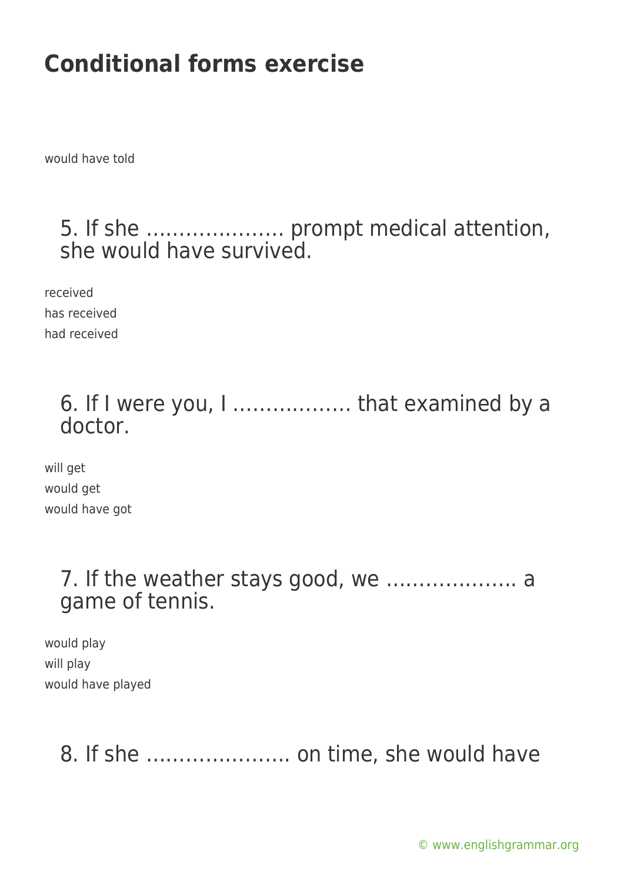## Conditional forms exercise

would have told

### 5. If she ………………… prompt medical attention, she would have survived.

received
has received
had received

### 6. If I were you, I ……………… that examined by a doctor.

will get
would get
would have got

### 7. If the weather stays good, we ……………….. a game of tennis.

would play
will play
would have played

### 8. If she …………………. on time, she would have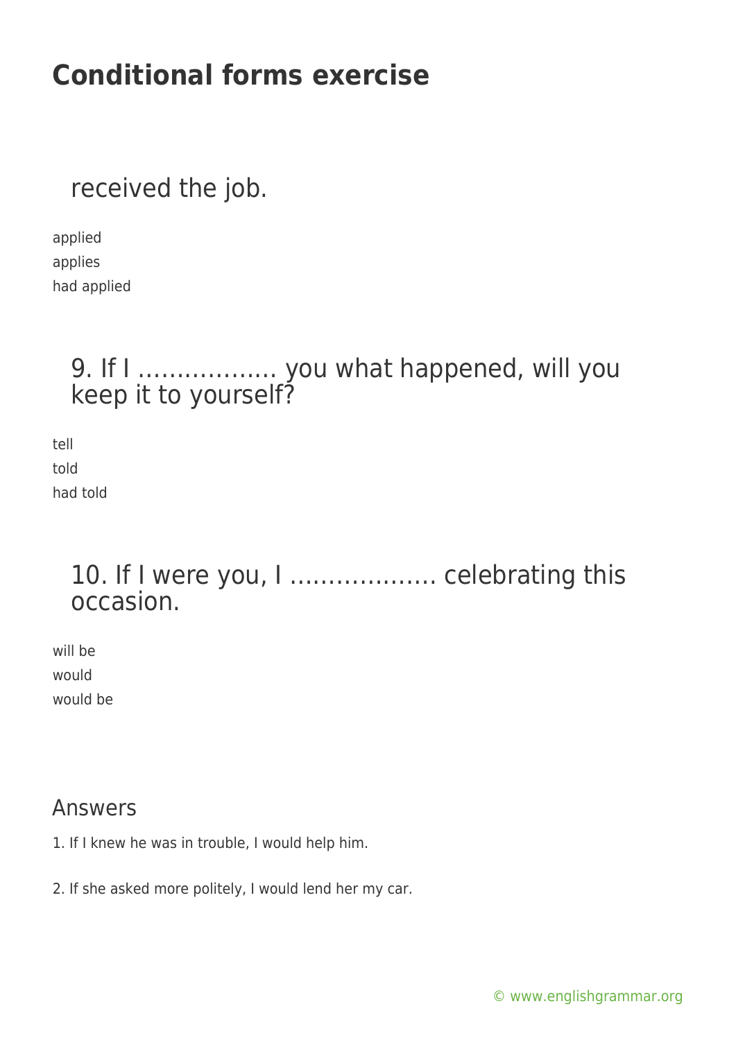# Conditional forms exercise

received the job.

applied
applies
had applied

9. If I ……………… you what happened, will you keep it to yourself?

tell
told
had told

10. If I were you, I ………………. celebrating this occasion.

will be
would
would be

## Answers

1. If I knew he was in trouble, I would help him.

2. If she asked more politely, I would lend her my car.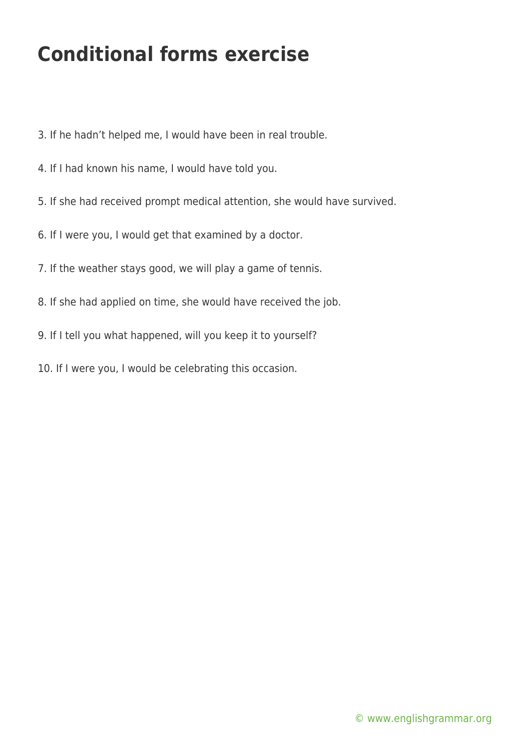# Conditional forms exercise

3. If he hadn't helped me, I would have been in real trouble.

4. If I had known his name, I would have told you.

5. If she had received prompt medical attention, she would have survived.

6. If I were you, I would get that examined by a doctor.

7. If the weather stays good, we will play a game of tennis.

8. If she had applied on time, she would have received the job.

9. If I tell you what happened, will you keep it to yourself?

10. If I were you, I would be celebrating this occasion.